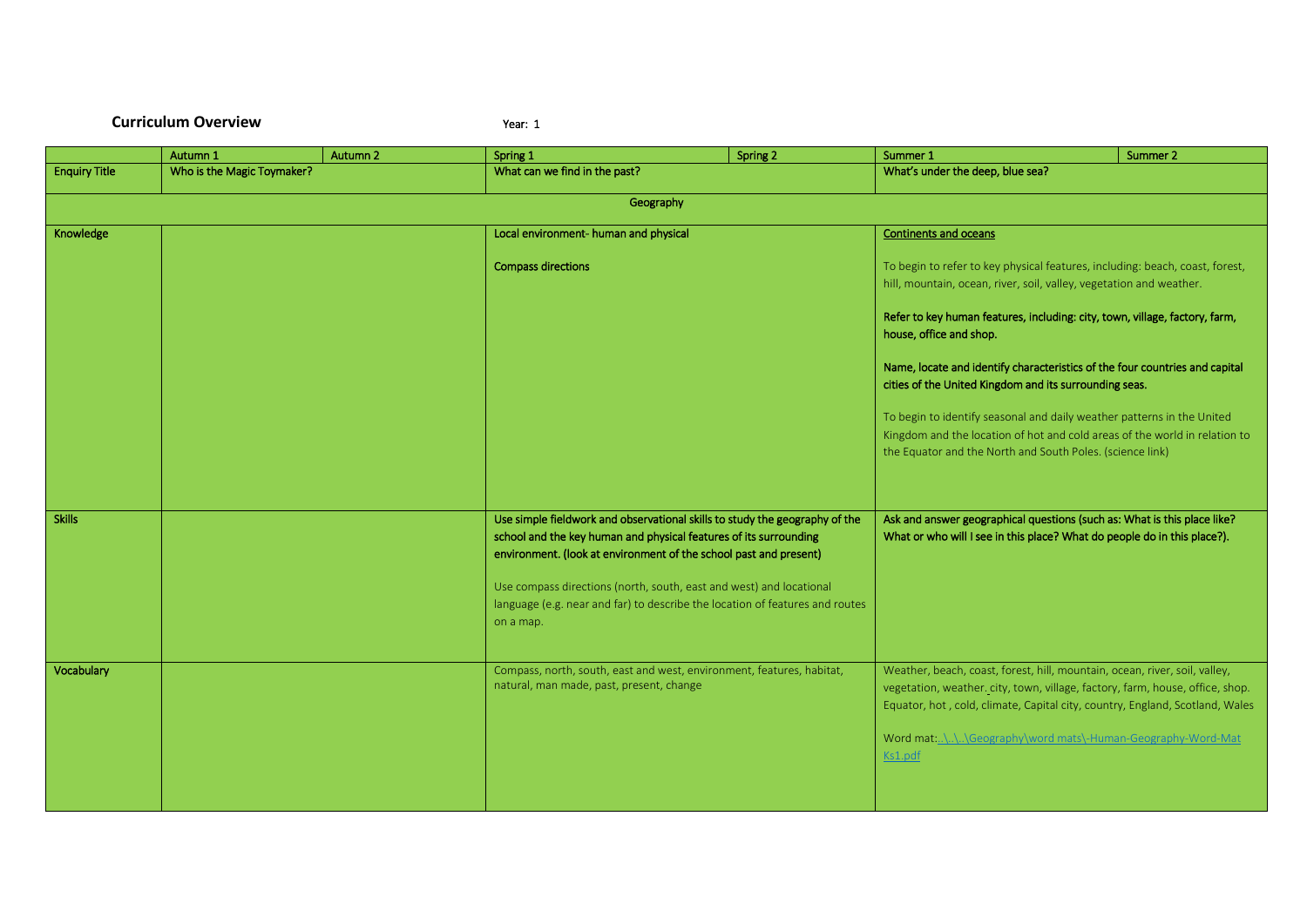**Curriculum Overview** Year: 1

| | Autumn 1 | Autumn 2 | Spring 1 | Spring 2 | Summer 1 | Summer 2 |
|---|---|---|---|---|---|---|
| Enquiry Title | Who is the Magic Toymaker? | | What can we find in the past? | | What's under the deep, blue sea? | |
| | | | Geography | | | |
| Knowledge | | | Local environment- human and physical<br><br>Compass directions | | Continents and oceans<br><br>To begin to refer to key physical features, including: beach, coast, forest, hill, mountain, ocean, river, soil, valley, vegetation and weather.<br><br>Refer to key human features, including: city, town, village, factory, farm, house, office and shop.<br><br>Name, locate and identify characteristics of the four countries and capital cities of the United Kingdom and its surrounding seas.<br><br>To begin to identify seasonal and daily weather patterns in the United Kingdom and the location of hot and cold areas of the world in relation to the Equator and the North and South Poles. (science link) | |
| Skills | | | Use simple fieldwork and observational skills to study the geography of the school and the key human and physical features of its surrounding environment. (look at environment of the school past and present)<br><br>Use compass directions (north, south, east and west) and locational language (e.g. near and far) to describe the location of features and routes on a map. | | Ask and answer geographical questions (such as: What is this place like? What or who will I see in this place? What do people do in this place?). | |
| Vocabulary | | | Compass, north, south, east and west, environment, features, habitat, natural, man made, past, present, change | | Weather, beach, coast, forest, hill, mountain, ocean, river, soil, valley, vegetation, weather. city, town, village, factory, farm, house, office, shop. Equator, hot , cold, climate, Capital city, country, England, Scotland, Wales<br><br>Word mat:..\..\..\Geography\word mats\-Human-Geography-Word-Mat Ks1.pdf | |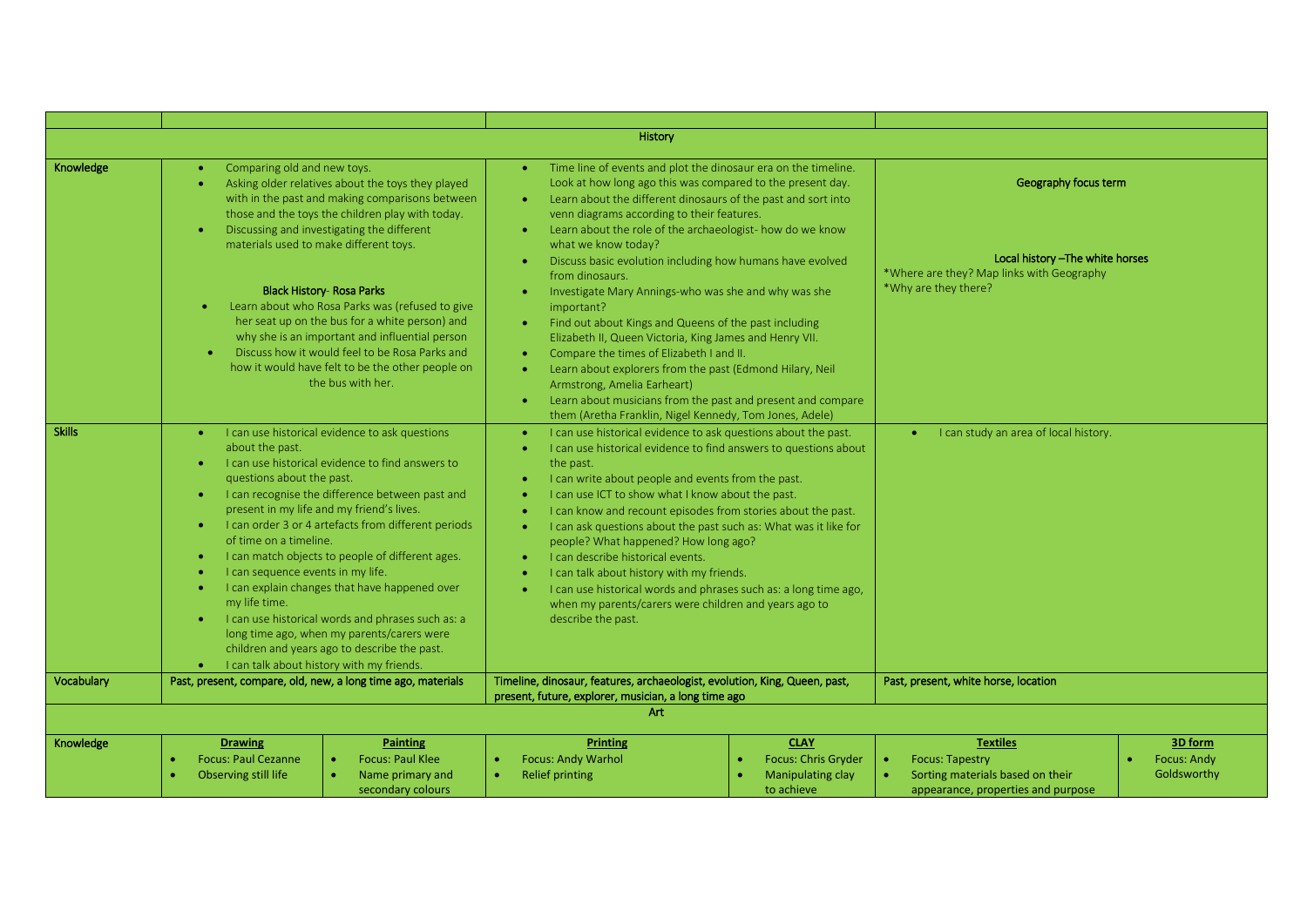| | | | |
|---|---|---|---|
| **History** | | | |
| **Knowledge** | • Comparing old and new toys.<br>• Asking older relatives about the toys they played with in the past and making comparisons between those and the toys the children play with today.<br>• Discussing and investigating the different materials used to make different toys.<br><br>**Black History- Rosa Parks**<br>• Learn about who Rosa Parks was (refused to give her seat up on the bus for a white person) and why she is an important and influential person<br>• Discuss how it would feel to be Rosa Parks and how it would have felt to be the other people on the bus with her. | • Time line of events and plot the dinosaur era on the timeline. Look at how long ago this was compared to the present day.<br>• Learn about the different dinosaurs of the past and sort into venn diagrams according to their features.<br>• Learn about the role of the archaeologist- how do we know what we know today?<br>• Discuss basic evolution including how humans have evolved from dinosaurs.<br>• Investigate Mary Annings-who was she and why was she important?<br>• Find out about Kings and Queens of the past including Elizabeth II, Queen Victoria, King James and Henry VII.<br>• Compare the times of Elizabeth I and II.<br>• Learn about explorers from the past (Edmond Hilary, Neil Armstrong, Amelia Earheart)<br>• Learn about musicians from the past and present and compare them (Aretha Franklin, Nigel Kennedy, Tom Jones, Adele) | **Geography focus term**<br><br>**Local history –The white horses**<br>*Where are they? Map links with Geography<br>*Why are they there? |
| **Skills** | • I can use historical evidence to ask questions about the past.<br>• I can use historical evidence to find answers to questions about the past.<br>• I can recognise the difference between past and present in my life and my friend's lives.<br>• I can order 3 or 4 artefacts from different periods of time on a timeline.<br>• I can match objects to people of different ages.<br>• I can sequence events in my life.<br>• I can explain changes that have happened over my life time.<br>• I can use historical words and phrases such as: a long time ago, when my parents/carers were children and years ago to describe the past.<br>• I can talk about history with my friends. | • I can use historical evidence to ask questions about the past.<br>• I can use historical evidence to find answers to questions about the past.<br>• I can write about people and events from the past.<br>• I can use ICT to show what I know about the past.<br>• I can know and recount episodes from stories about the past.<br>• I can ask questions about the past such as: What was it like for people? What happened? How long ago?<br>• I can describe historical events.<br>• I can talk about history with my friends.<br>• I can use historical words and phrases such as: a long time ago, when my parents/carers were children and years ago to describe the past. | • I can study an area of local history. |
| **Vocabulary** | Past, present, compare, old, new, a long time ago, materials | Timeline, dinosaur, features, archaeologist, evolution, King, Queen, past, present, future, explorer, musician, a long time ago | Past, present, white horse, location |

| | | | | | | |
|---|---|---|---|---|---|---|
| **Art** | | | | | | |
| **Knowledge** | **Drawing**<br>• Focus: Paul Cezanne<br>• Observing still life | **Painting**<br>• Focus: Paul Klee<br>• Name primary and secondary colours | **Printing**<br>• Focus: Andy Warhol<br>• Relief printing | **CLAY**<br>• Focus: Chris Gryder<br>• Manipulating clay to achieve | **Textiles**<br>• Focus: Tapestry<br>• Sorting materials based on their appearance, properties and purpose | **3D form**<br>• Focus: Andy Goldsworthy |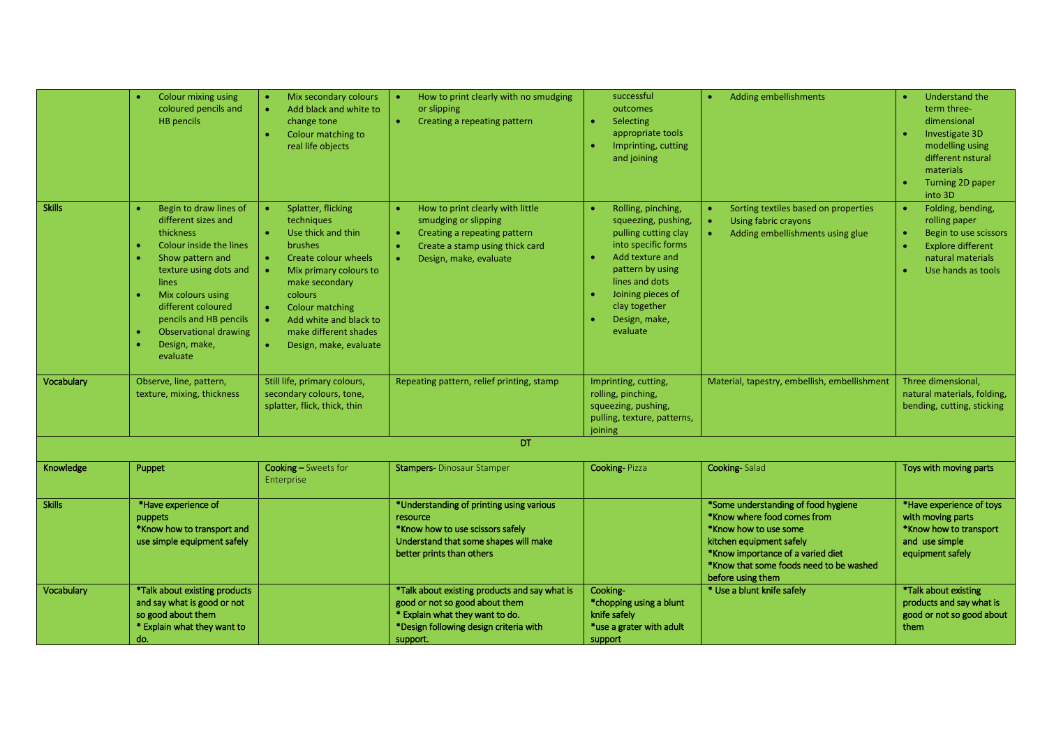| | | | | | | |
|---|---|---|---|---|---|---|
| | • Colour mixing using coloured pencils and HB pencils | • Mix secondary colours<br>• Add black and white to change tone<br>• Colour matching to real life objects | • How to print clearly with no smudging or slipping<br>• Creating a repeating pattern | successful outcomes<br>• Selecting appropriate tools<br>• Imprinting, cutting and joining | • Adding embellishments | • Understand the term three-dimensional<br>• Investigate 3D modelling using different nstural materials<br>• Turning 2D paper into 3D |
| **Skills** | • Begin to draw lines of different sizes and thickness<br>• Colour inside the lines<br>• Show pattern and texture using dots and lines<br>• Mix colours using different coloured pencils and HB pencils<br>• Observational drawing<br>• Design, make, evaluate | • Splatter, flicking techniques<br>• Use thick and thin brushes<br>• Create colour wheels<br>• Mix primary colours to make secondary colours<br>• Colour matching<br>• Add white and black to make different shades<br>• Design, make, evaluate | • How to print clearly with little smudging or slipping<br>• Creating a repeating pattern<br>• Create a stamp using thick card<br>• Design, make, evaluate | • Rolling, pinching, squeezing, pushing, pulling cutting clay into specific forms<br>• Add texture and pattern by using lines and dots<br>• Joining pieces of clay together<br>• Design, make, evaluate | • Sorting textiles based on properties<br>• Using fabric crayons<br>• Adding embellishments using glue | • Folding, bending, rolling paper<br>• Begin to use scissors<br>• Explore different natural materials<br>• Use hands as tools |
| **Vocabulary** | Observe, line, pattern, texture, mixing, thickness | Still life, primary colours, secondary colours, tone, splatter, flick, thick, thin | Repeating pattern, relief printing, stamp | Imprinting, cutting, rolling, pinching, squeezing, pushing, pulling, texture, patterns, joining | Material, tapestry, embellish, embellishment | Three dimensional, natural materials, folding, bending, cutting, sticking |
| | | | DT | | | |
| **Knowledge** | **Puppet** | **Cooking** – Sweets for Enterprise | **Stampers**- Dinosaur Stamper | **Cooking**- Pizza | **Cooking**- Salad | **Toys with moving parts** |
| **Skills** | *Have experience of puppets<br>*Know how to transport and use simple equipment safely | | *Understanding of printing using various resource<br>*Know how to use scissors safely<br>Understand that some shapes will make better prints than others | | *Some understanding of food hygiene<br>*Know where food comes from<br>*Know how to use some kitchen equipment safely<br>*Know importance of a varied diet<br>*Know that some foods need to be washed before using them | *Have experience of toys with moving parts<br>*Know how to transport and use simple equipment safely |
| **Vocabulary** | *Talk about existing products and say what is good or not so good about them<br>* Explain what they want to do. | | *Talk about existing products and say what is good or not so good about them<br>* Explain what they want to do.<br>*Design following design criteria with support. | Cooking-<br>*chopping using a blunt knife safely<br>*use a grater with adult support | * Use a blunt knife safely | *Talk about existing products and say what is good or not so good about them |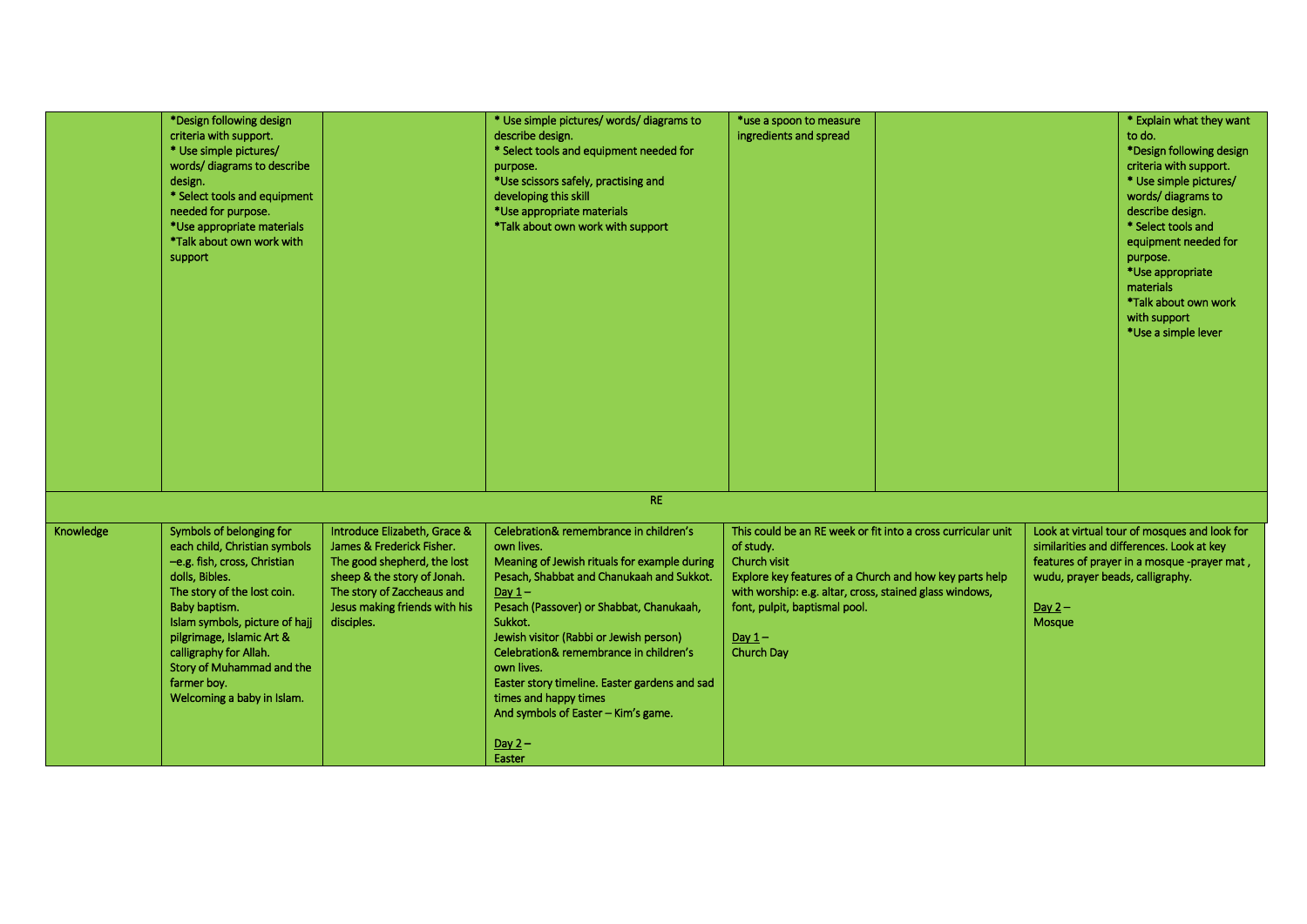| | | | | | | |
|---|---|---|---|---|---|---|
| | *Design following design criteria with support.<br>* Use simple pictures/ words/ diagrams to describe design.<br>* Select tools and equipment needed for purpose.<br>*Use appropriate materials<br>*Talk about own work with support | | * Use simple pictures/ words/ diagrams to describe design.<br>* Select tools and equipment needed for purpose.<br>*Use scissors safely, practising and developing this skill<br>*Use appropriate materials<br>*Talk about own work with support | *use a spoon to measure ingredients and spread | | * Explain what they want to do.<br>*Design following design criteria with support.<br>* Use simple pictures/ words/ diagrams to describe design.<br>* Select tools and equipment needed for purpose.<br>*Use appropriate materials<br>*Talk about own work with support<br>*Use a simple lever |
| RE | | | | | | |
| Knowledge | Symbols of belonging for each child, Christian symbols –e.g. fish, cross, Christian dolls, Bibles.<br>The story of the lost coin.<br>Baby baptism.<br>Islam symbols, picture of hajj pilgrimage, Islamic Art & calligraphy for Allah.<br>Story of Muhammad and the farmer boy.<br>Welcoming a baby in Islam. | Introduce Elizabeth, Grace & James & Frederick Fisher.<br>The good shepherd, the lost sheep & the story of Jonah.<br>The story of Zaccheaus and Jesus making friends with his disciples. | Celebration& remembrance in children's own lives.<br>Meaning of Jewish rituals for example during Pesach, Shabbat and Chanukaah and Sukkot.<br>Day 1 –<br>Pesach (Passover) or Shabbat, Chanukaah, Sukkot.<br>Jewish visitor (Rabbi or Jewish person)<br>Celebration& remembrance in children's own lives.<br>Easter story timeline. Easter gardens and sad times and happy times<br>And symbols of Easter – Kim's game.<br><br>Day 2 –<br>Easter | This could be an RE week or fit into a cross curricular unit of study.<br>Church visit<br>Explore key features of a Church and how key parts help with worship: e.g. altar, cross, stained glass windows, font, pulpit, baptismal pool.<br><br>Day 1 –<br>Church Day | | Look at virtual tour of mosques and look for similarities and differences. Look at key features of prayer in a mosque -prayer mat , wudu, prayer beads, calligraphy.<br><br>Day 2 –<br>Mosque |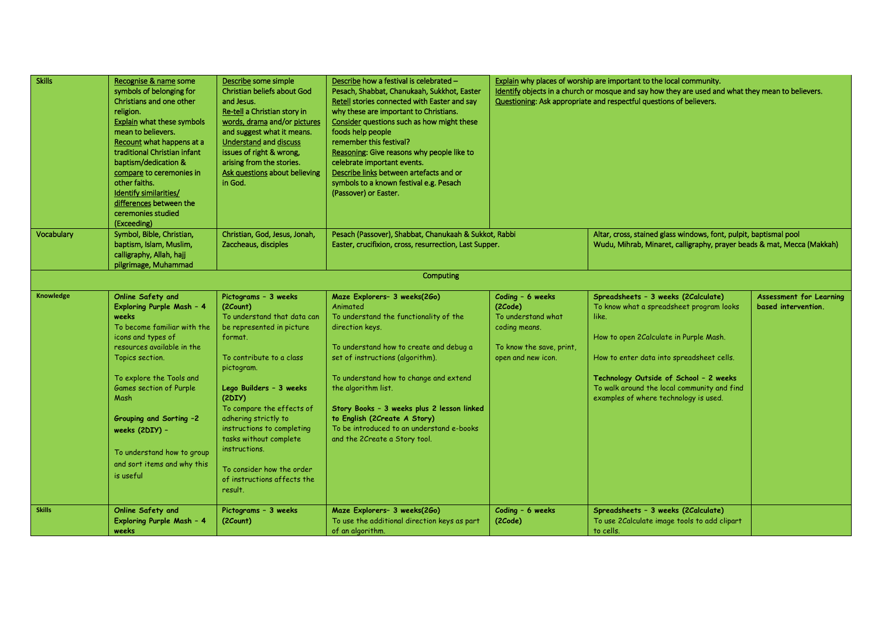| Skills | Recognise & name some symbols of belonging for Christians and one other religion. Explain what these symbols mean to believers. Recount what happens at a traditional Christian infant baptism/dedication & compare to ceremonies in other faiths. Identify similarities/ differences between the ceremonies studied (Exceeding) | Describe some simple Christian beliefs about God and Jesus. Re-tell a Christian story in words, drama and/or pictures and suggest what it means. Understand and discuss issues of right & wrong, arising from the stories. Ask questions about believing in God. | Describe how a festival is celebrated – Pesach, Shabbat, Chanukaah, Sukkhot, Easter Retell stories connected with Easter and say why these are important to Christians. Consider questions such as how might these foods help people remember this festival? Reasoning: Give reasons why people like to celebrate important events. Describe links between artefacts and or symbols to a known festival e.g. Pesach (Passover) or Easter. | Explain why places of worship are important to the local community. Identify objects in a church or mosque and say how they are used and what they mean to believers. Questioning: Ask appropriate and respectful questions of believers. | | |
|---|---|---|---|---|---|---|
| Vocabulary | Symbol, Bible, Christian, baptism, Islam, Muslim, calligraphy, Allah, hajj pilgrimage, Muhammad | Christian, God, Jesus, Jonah, Zaccheaus, disciples | Pesach (Passover), Shabbat, Chanukaah & Sukkot, Rabbi Easter, crucifixion, cross, resurrection, Last Supper. | | Altar, cross, stained glass windows, font, pulpit, baptismal pool Wudu, Mihrab, Minaret, calligraphy, prayer beads & mat, Mecca (Makkah) | |
| | | | Computing | | | |
| Knowledge | **Online Safety and Exploring Purple Mash - 4 weeks** To become familiar with the icons and types of resources available in the Topics section. To explore the Tools and Games section of Purple Mash **Grouping and Sorting -2 weeks (2DIY) -** To understand how to group and sort items and why this is useful | **Pictograms - 3 weeks (2Count)** To understand that data can be represented in picture format. To contribute to a class pictogram. **Lego Builders - 3 weeks (2DIY)** To compare the effects of adhering strictly to instructions to completing tasks without complete instructions. To consider how the order of instructions affects the result. | **Maze Explorers- 3 weeks(2Go)** Animated To understand the functionality of the direction keys. To understand how to create and debug a set of instructions (algorithm). To understand how to change and extend the algorithm list. **Story Books - 3 weeks plus 2 lesson linked to English (2Create A Story)** To be introduced to an understand e-books and the 2Create a Story tool. | **Coding - 6 weeks (2Code)** To understand what coding means. To know the save, print, open and new icon. | **Spreadsheets - 3 weeks (2Calculate)** To know what a spreadsheet program looks like. How to open 2Calculate in Purple Mash. How to enter data into spreadsheet cells. **Technology Outside of School - 2 weeks** To walk around the local community and find examples of where technology is used. | **Assessment for Learning based intervention.** |
| Skills | **Online Safety and Exploring Purple Mash - 4 weeks** | **Pictograms - 3 weeks (2Count)** | **Maze Explorers- 3 weeks(2Go)** To use the additional direction keys as part of an algorithm. | **Coding - 6 weeks (2Code)** | **Spreadsheets - 3 weeks (2Calculate)** To use 2Calculate image tools to add clipart to cells. | |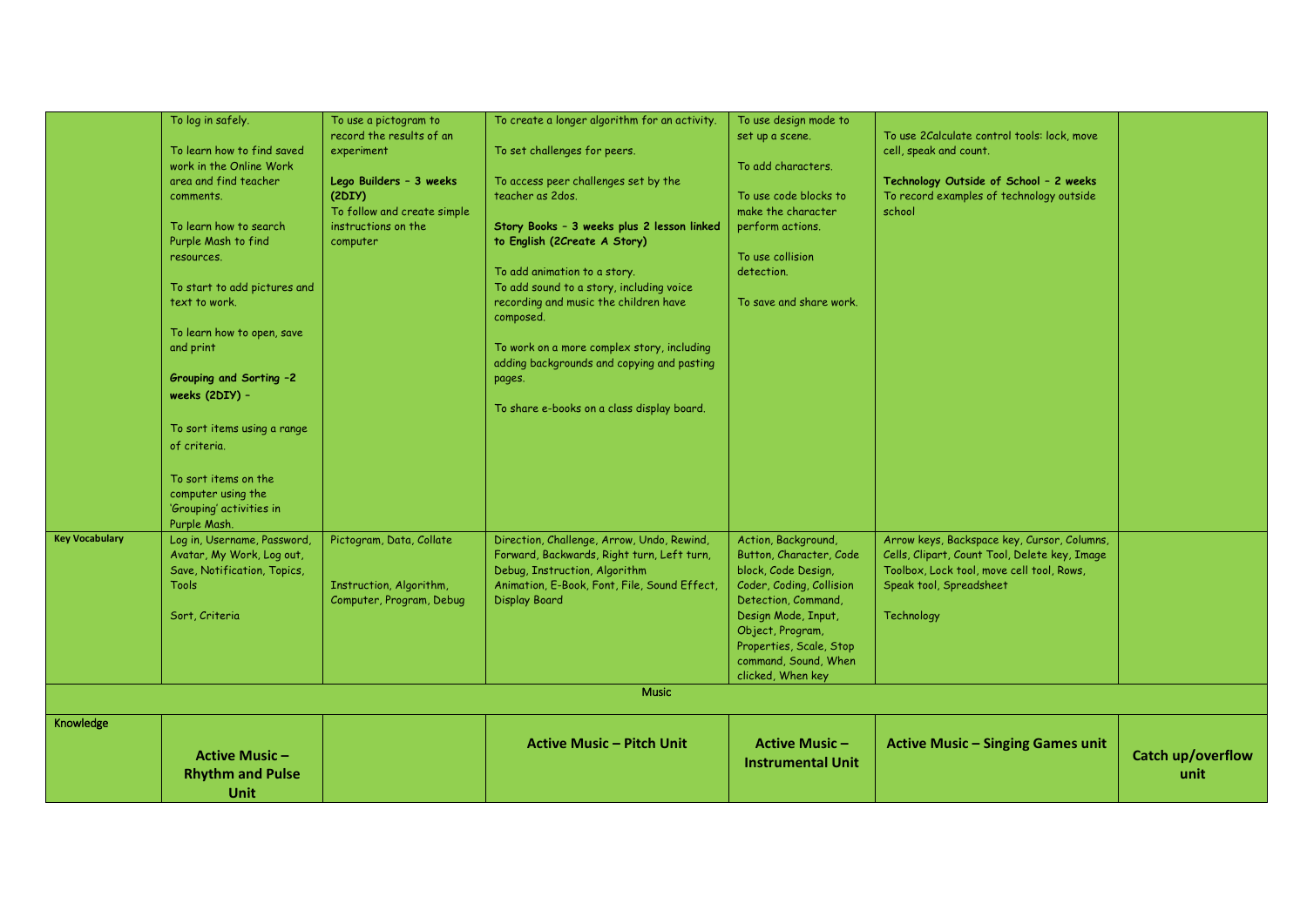| | | | | | | |
|---|---|---|---|---|---|---|
| | To log in safely.<br><br>To learn how to find saved work in the Online Work area and find teacher comments.<br><br>To learn how to search Purple Mash to find resources.<br><br>To start to add pictures and text to work.<br><br>To learn how to open, save and print<br><br>**Grouping and Sorting –2 weeks (2DIY) –**<br><br>To sort items using a range of criteria.<br><br>To sort items on the computer using the 'Grouping' activities in Purple Mash. | To use a pictogram to record the results of an experiment<br><br>**Lego Builders – 3 weeks (2DIY)**<br>To follow and create simple instructions on the computer | To create a longer algorithm for an activity.<br><br>To set challenges for peers.<br><br>To access peer challenges set by the teacher as 2dos.<br><br>**Story Books – 3 weeks plus 2 lesson linked to English (2Create A Story)**<br><br>To add animation to a story.<br>To add sound to a story, including voice recording and music the children have composed.<br><br>To work on a more complex story, including adding backgrounds and copying and pasting pages.<br><br>To share e-books on a class display board. | To use design mode to set up a scene.<br><br>To add characters.<br><br>To use code blocks to make the character perform actions.<br><br>To use collision detection.<br><br>To save and share work. | To use 2Calculate control tools: lock, move cell, speak and count.<br><br>**Technology Outside of School – 2 weeks**<br>To record examples of technology outside school | |
| **Key Vocabulary** | Log in, Username, Password, Avatar, My Work, Log out, Save, Notification, Topics, Tools<br><br>Sort, Criteria | Pictogram, Data, Collate<br><br><br>Instruction, Algorithm, Computer, Program, Debug | Direction, Challenge, Arrow, Undo, Rewind, Forward, Backwards, Right turn, Left turn, Debug, Instruction, Algorithm<br>Animation, E-Book, Font, File, Sound Effect, Display Board | Action, Background, Button, Character, Code block, Code Design, Coder, Coding, Collision Detection, Command, Design Mode, Input, Object, Program, Properties, Scale, Stop command, Sound, When clicked, When key | Arrow keys, Backspace key, Cursor, Columns, Cells, Clipart, Count Tool, Delete key, Image Toolbox, Lock tool, move cell tool, Rows, Speak tool, Spreadsheet<br><br>Technology | |
| | | | Music | | | |
| Knowledge | **Active Music – Rhythm and Pulse Unit** | | **Active Music – Pitch Unit** | **Active Music – Instrumental Unit** | **Active Music – Singing Games unit** | **Catch up/overflow unit** |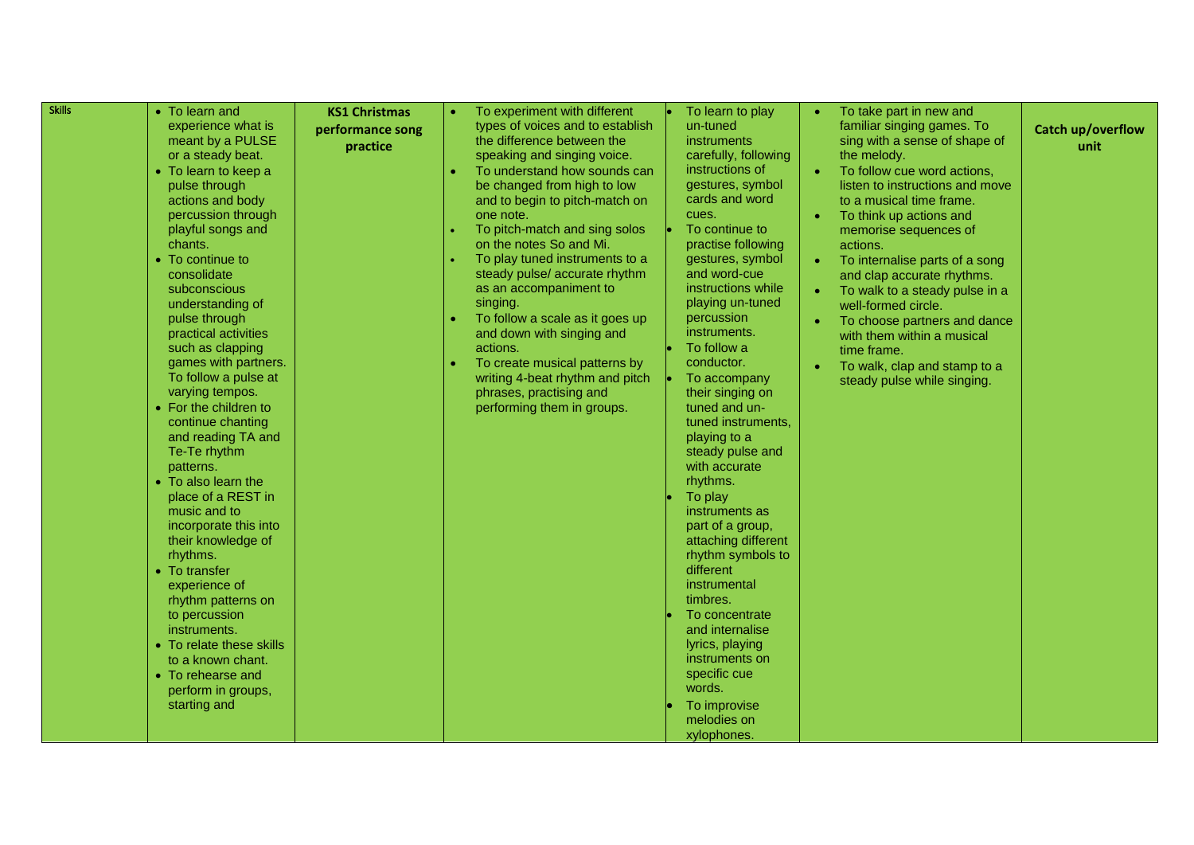| Skills | • To learn and experience what is meant by a PULSE or a steady beat.<br>• To learn to keep a pulse through actions and body percussion through playful songs and chants.<br>• To continue to consolidate subconscious understanding of pulse through practical activities such as clapping games with partners. To follow a pulse at varying tempos.<br>• For the children to continue chanting and reading TA and Te-Te rhythm patterns.<br>• To also learn the place of a REST in music and to incorporate this into their knowledge of rhythms.<br>• To transfer experience of rhythm patterns on to percussion instruments.<br>• To relate these skills to a known chant.<br>• To rehearse and perform in groups, starting and | **KS1 Christmas performance song practice** | • To experiment with different types of voices and to establish the difference between the speaking and singing voice.<br>• To understand how sounds can be changed from high to low and to begin to pitch-match on one note.<br>• To pitch-match and sing solos on the notes So and Mi.<br>• To play tuned instruments to a steady pulse/ accurate rhythm as an accompaniment to singing.<br>• To follow a scale as it goes up and down with singing and actions.<br>• To create musical patterns by writing 4-beat rhythm and pitch phrases, practising and performing them in groups. | • To learn to play un-tuned instruments carefully, following instructions of gestures, symbol cards and word cues.<br>• To continue to practise following gestures, symbol and word-cue instructions while playing un-tuned percussion instruments.<br>• To follow a conductor.<br>• To accompany their singing on tuned and un-tuned instruments, playing to a steady pulse and with accurate rhythms.<br>• To play instruments as part of a group, attaching different rhythm symbols to different instrumental timbres.<br>• To concentrate and internalise lyrics, playing instruments on specific cue words.<br>• To improvise melodies on xylophones. | • To take part in new and familiar singing games. To sing with a sense of shape of the melody.<br>• To follow cue word actions, listen to instructions and move to a musical time frame.<br>• To think up actions and memorise sequences of actions.<br>• To internalise parts of a song and clap accurate rhythms.<br>• To walk to a steady pulse in a well-formed circle.<br>• To choose partners and dance with them within a musical time frame.<br>• To walk, clap and stamp to a steady pulse while singing. | **Catch up/overflow unit** |
|---|---|---|---|---|---|---|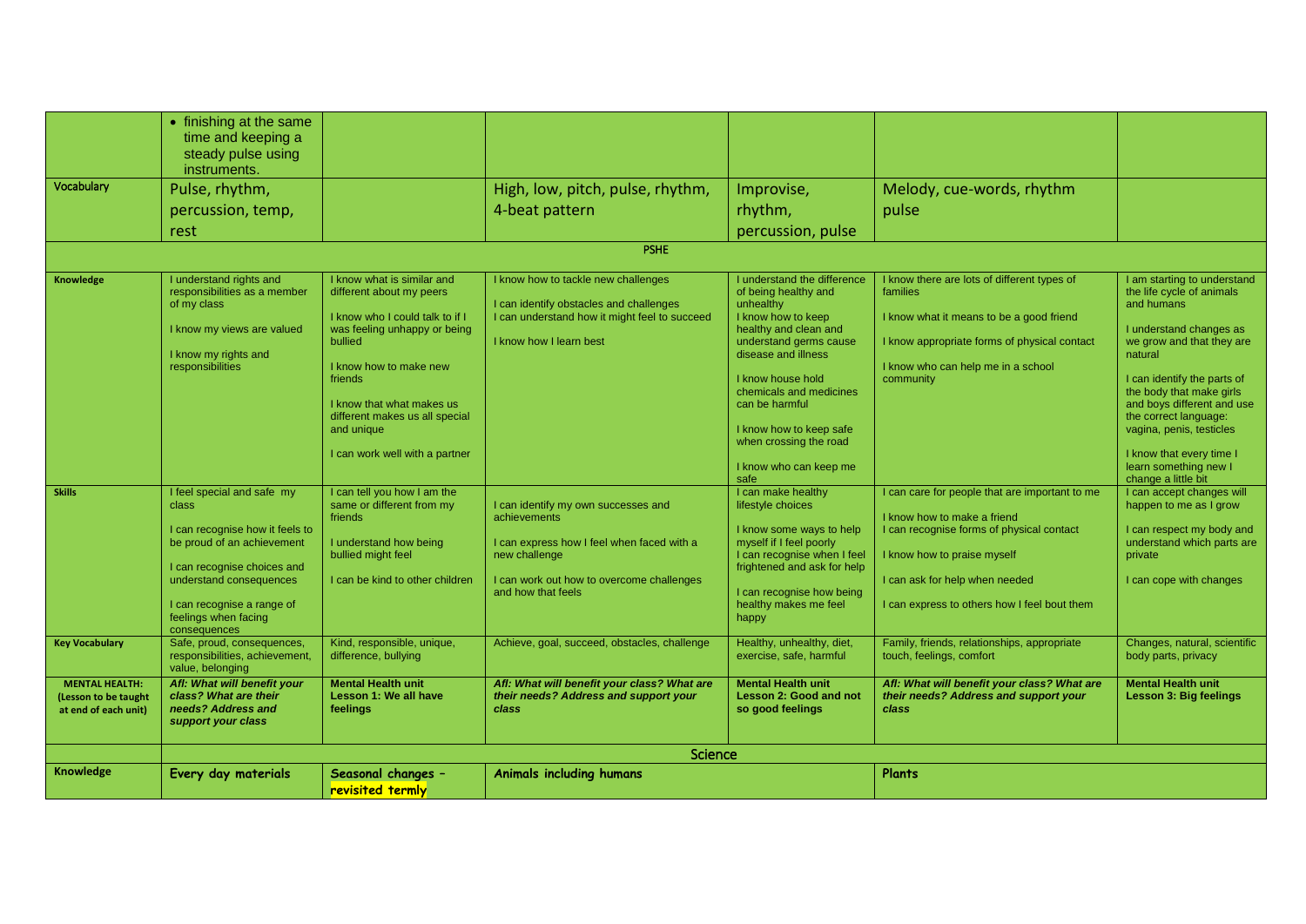| | | | | | | |
|---|---|---|---|---|---|---|
| | • finishing at the same time and keeping a steady pulse using instruments. | | | | | |
| Vocabulary | Pulse, rhythm, percussion, temp, rest | | High, low, pitch, pulse, rhythm, 4-beat pattern | Improvise, rhythm, percussion, pulse | Melody, cue-words, rhythm pulse | |
| | PSHE | | | | | |
| **Knowledge** | I understand rights and responsibilities as a member of my class<br><br>I know my views are valued<br><br>I know my rights and responsibilities | I know what is similar and different about my peers<br><br>I know who I could talk to if I was feeling unhappy or being bullied<br><br>I know how to make new friends<br><br>I know that what makes us different makes us all special and unique<br><br>I can work well with a partner | I know how to tackle new challenges<br><br>I can identify obstacles and challenges<br>I can understand how it might feel to succeed<br><br>I know how I learn best | I understand the difference of being healthy and unhealthy<br>I know how to keep healthy and clean and understand germs cause disease and illness<br><br>I know house hold chemicals and medicines can be harmful<br><br>I know how to keep safe when crossing the road<br><br>I know who can keep me safe | I know there are lots of different types of families<br><br>I know what it means to be a good friend<br><br>I know appropriate forms of physical contact<br><br>I know who can help me in a school community | I am starting to understand the life cycle of animals and humans<br><br>I understand changes as we grow and that they are natural<br><br>I can identify the parts of the body that make girls and boys different and use the correct language: vagina, penis, testicles<br><br>I know that every time I learn something new I change a little bit |
| **Skills** | I feel special and safe my class<br><br>I can recognise how it feels to be proud of an achievement<br><br>I can recognise choices and understand consequences<br><br>I can recognise a range of feelings when facing consequences | I can tell you how I am the same or different from my friends<br><br>I understand how being bullied might feel<br><br>I can be kind to other children | I can identify my own successes and achievements<br><br>I can express how I feel when faced with a new challenge<br><br>I can work out how to overcome challenges and how that feels | I can make healthy lifestyle choices<br><br>I know some ways to help myself if I feel poorly<br>I can recognise when I feel frightened and ask for help<br><br>I can recognise how being healthy makes me feel happy | I can care for people that are important to me<br><br>I know how to make a friend<br>I can recognise forms of physical contact<br><br>I know how to praise myself<br><br>I can ask for help when needed<br><br>I can express to others how I feel bout them | I can accept changes will happen to me as I grow<br><br>I can respect my body and understand which parts are private<br><br>I can cope with changes |
| **Key Vocabulary** | Safe, proud, consequences, responsibilities, achievement, value, belonging | Kind, responsible, unique, difference, bullying | Achieve, goal, succeed, obstacles, challenge | Healthy, unhealthy, diet, exercise, safe, harmful | Family, friends, relationships, appropriate touch, feelings, comfort | Changes, natural, scientific body parts, privacy |
| **MENTAL HEALTH: (Lesson to be taught at end of each unit)** | ***Afl: What will benefit your class? What are their needs? Address and support your class*** | **Mental Health unit Lesson 1: We all have feelings** | ***Afl: What will benefit your class? What are their needs? Address and support your class*** | **Mental Health unit Lesson 2: Good and not so good feelings** | ***Afl: What will benefit your class? What are their needs? Address and support your class*** | **Mental Health unit Lesson 3: Big feelings** |
| | Science | | | | | |
| Knowledge | Every day materials | Seasonal changes – revisited termly | Animals including humans | | Plants | |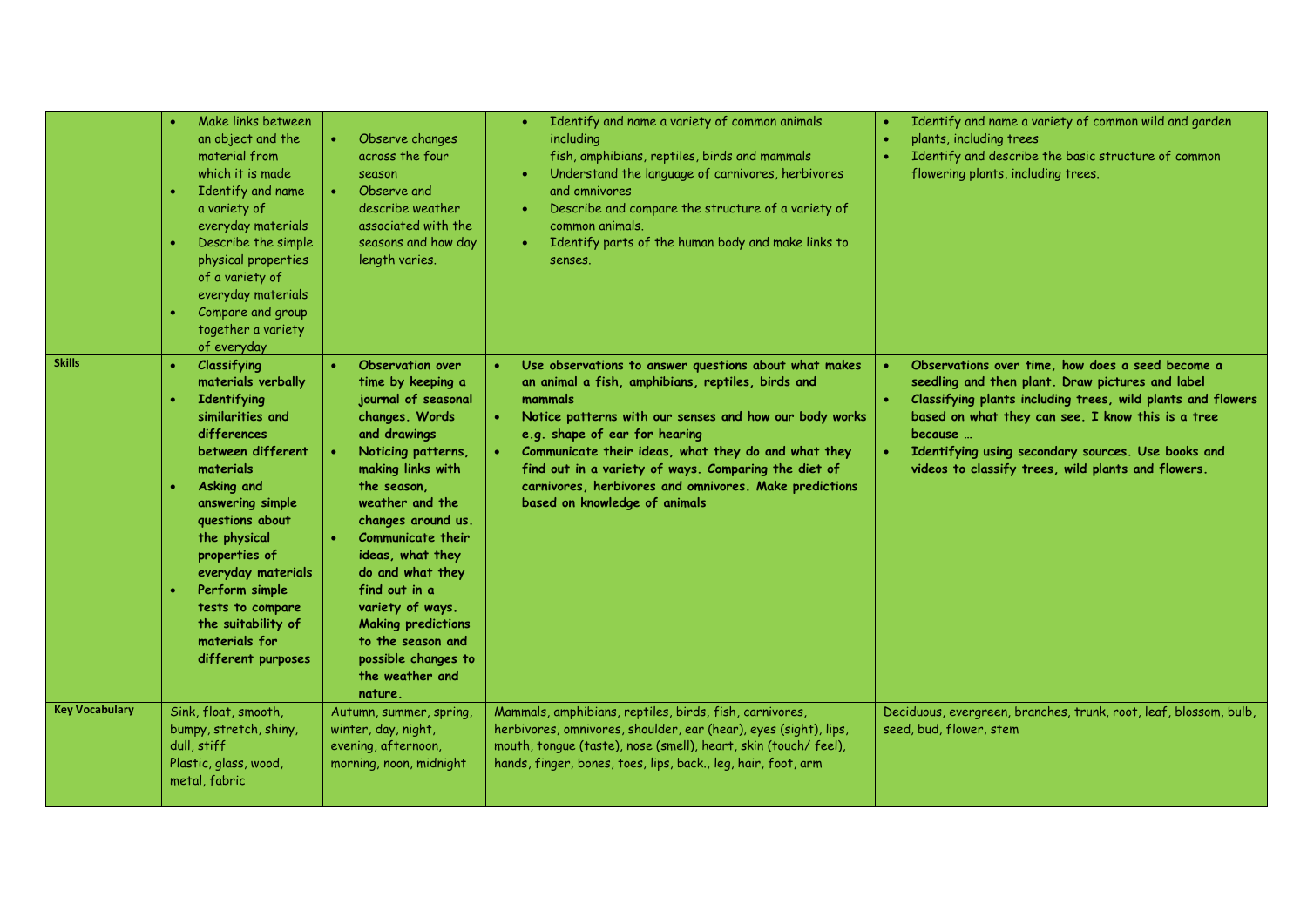| | | | | |
|---|---|---|---|---|
| | • Make links between an object and the material from which it is made<br>• Identify and name a variety of everyday materials<br>• Describe the simple physical properties of a variety of everyday materials<br>• Compare and group together a variety of everyday | • Observe changes across the four season<br>• Observe and describe weather associated with the seasons and how day length varies. | • Identify and name a variety of common animals including fish, amphibians, reptiles, birds and mammals<br>• Understand the language of carnivores, herbivores and omnivores<br>• Describe and compare the structure of a variety of common animals.<br>• Identify parts of the human body and make links to senses. | • Identify and name a variety of common wild and garden<br>• plants, including trees<br>• Identify and describe the basic structure of common flowering plants, including trees. |
| **Skills** | • **Classifying materials verbally**<br>• **Identifying similarities and differences between different materials**<br>• **Asking and answering simple questions about the physical properties of everyday materials**<br>• **Perform simple tests to compare the suitability of materials for different purposes** | • **Observation over time by keeping a journal of seasonal changes. Words and drawings**<br>• **Noticing patterns, making links with the season, weather and the changes around us.**<br>• **Communicate their ideas, what they do and what they find out in a variety of ways. Making predictions to the season and possible changes to the weather and nature.** | • **Use observations to answer questions about what makes an animal a fish, amphibians, reptiles, birds and mammals**<br>• **Notice patterns with our senses and how our body works e.g. shape of ear for hearing**<br>• **Communicate their ideas, what they do and what they find out in a variety of ways. Comparing the diet of carnivores, herbivores and omnivores. Make predictions based on knowledge of animals** | • **Observations over time, how does a seed become a seedling and then plant. Draw pictures and label**<br>• **Classifying plants including trees, wild plants and flowers based on what they can see. I know this is a tree because …**<br>• **Identifying using secondary sources. Use books and videos to classify trees, wild plants and flowers.** |
| **Key Vocabulary** | Sink, float, smooth, bumpy, stretch, shiny, dull, stiff<br>Plastic, glass, wood, metal, fabric | Autumn, summer, spring, winter, day, night, evening, afternoon, morning, noon, midnight | Mammals, amphibians, reptiles, birds, fish, carnivores, herbivores, omnivores, shoulder, ear (hear), eyes (sight), lips, mouth, tongue (taste), nose (smell), heart, skin (touch/ feel), hands, finger, bones, toes, lips, back., leg, hair, foot, arm | Deciduous, evergreen, branches, trunk, root, leaf, blossom, bulb, seed, bud, flower, stem |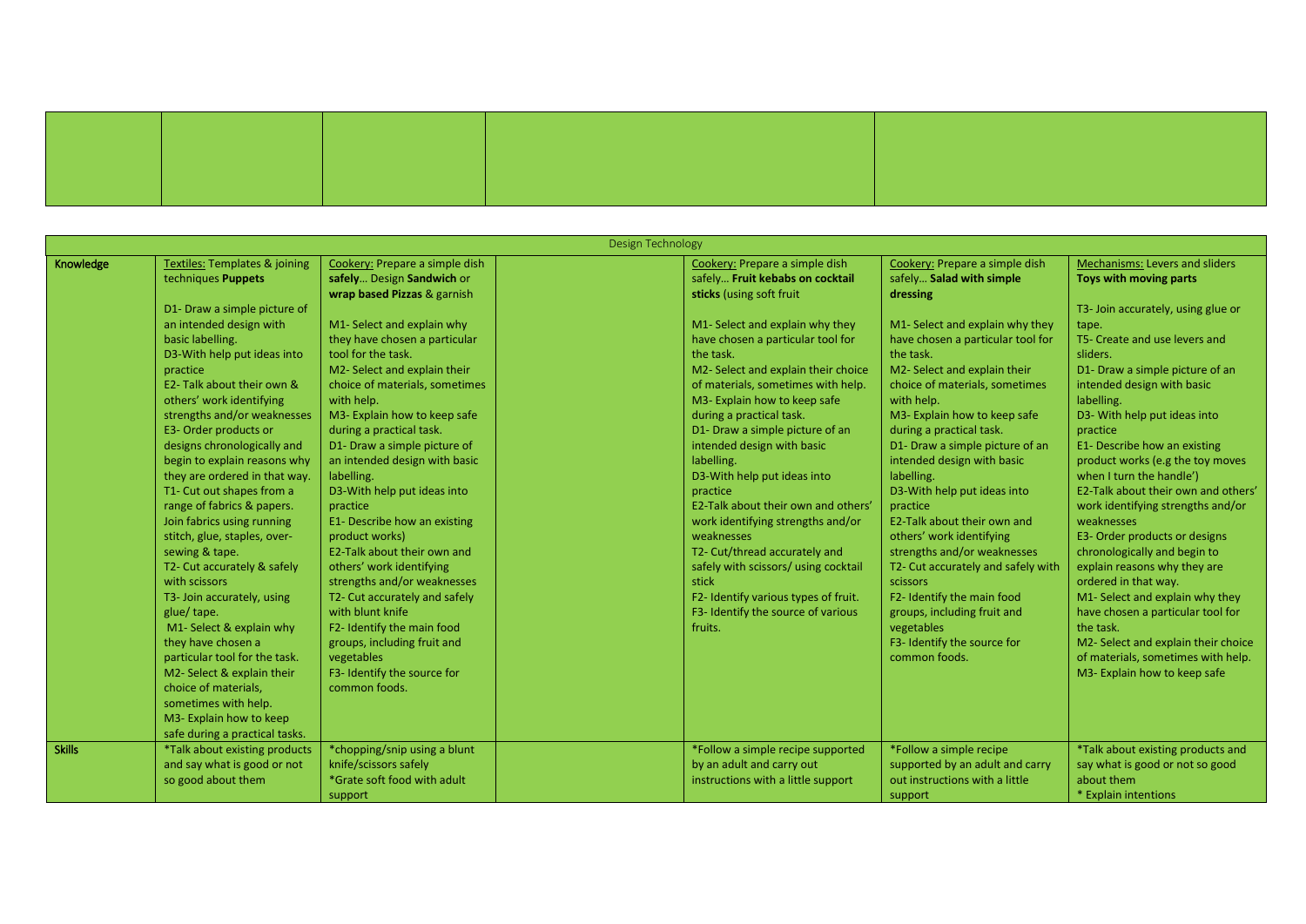| Design Technology | | | | | | |
|---|---|---|---|---|---|---|
| **Knowledge** | Textiles: Templates & joining techniques **Puppets**<br><br>D1- Draw a simple picture of an intended design with basic labelling.<br>D3-With help put ideas into practice<br>E2- Talk about their own & others' work identifying strengths and/or weaknesses<br>E3- Order products or designs chronologically and begin to explain reasons why they are ordered in that way.<br>T1- Cut out shapes from a range of fabrics & papers. Join fabrics using running stitch, glue, staples, over-sewing & tape.<br>T2- Cut accurately & safely with scissors<br>T3- Join accurately, using glue/ tape.<br>M1- Select & explain why they have chosen a particular tool for the task.<br>M2- Select & explain their choice of materials, sometimes with help.<br>M3- Explain how to keep safe during a practical tasks. | Cookery: Prepare a simple dish **safely… Design Sandwich** or **wrap based Pizzas** & garnish<br><br>M1- Select and explain why they have chosen a particular tool for the task.<br>M2- Select and explain their choice of materials, sometimes with help.<br>M3- Explain how to keep safe during a practical task.<br>D1- Draw a simple picture of an intended design with basic labelling.<br>D3-With help put ideas into practice<br>E1- Describe how an existing product works)<br>E2-Talk about their own and others' work identifying strengths and/or weaknesses<br>T2- Cut accurately and safely with blunt knife<br>F2- Identify the main food groups, including fruit and vegetables<br>F3- Identify the source for common foods. | | Cookery: Prepare a simple dish safely… **Fruit kebabs on cocktail sticks** (using soft fruit<br><br>M1- Select and explain why they have chosen a particular tool for the task.<br>M2- Select and explain their choice of materials, sometimes with help.<br>M3- Explain how to keep safe during a practical task.<br>D1- Draw a simple picture of an intended design with basic labelling.<br>D3-With help put ideas into practice<br>E2-Talk about their own and others' work identifying strengths and/or weaknesses<br>T2- Cut/thread accurately and safely with scissors/ using cocktail stick<br>F2- Identify various types of fruit.<br>F3- Identify the source of various fruits. | Cookery: Prepare a simple dish safely… **Salad with simple dressing**<br><br>M1- Select and explain why they have chosen a particular tool for the task.<br>M2- Select and explain their choice of materials, sometimes with help.<br>M3- Explain how to keep safe during a practical task.<br>D1- Draw a simple picture of an intended design with basic labelling.<br>D3-With help put ideas into practice<br>E2-Talk about their own and others' work identifying strengths and/or weaknesses<br>T2- Cut accurately and safely with scissors<br>F2- Identify the main food groups, including fruit and vegetables<br>F3- Identify the source for common foods. | Mechanisms: Levers and sliders **Toys with moving parts**<br><br>T3- Join accurately, using glue or tape.<br>T5- Create and use levers and sliders.<br>D1- Draw a simple picture of an intended design with basic labelling.<br>D3- With help put ideas into practice<br>E1- Describe how an existing product works (e.g the toy moves when I turn the handle')<br>E2-Talk about their own and others' work identifying strengths and/or weaknesses<br>E3- Order products or designs chronologically and begin to explain reasons why they are ordered in that way.<br>M1- Select and explain why they have chosen a particular tool for the task.<br>M2- Select and explain their choice of materials, sometimes with help.<br>M3- Explain how to keep safe |
| **Skills** | *Talk about existing products and say what is good or not so good about them | *chopping/snip using a blunt knife/scissors safely<br>*Grate soft food with adult support | | *Follow a simple recipe supported by an adult and carry out instructions with a little support | *Follow a simple recipe supported by an adult and carry out instructions with a little support | *Talk about existing products and say what is good or not so good about them<br>* Explain intentions |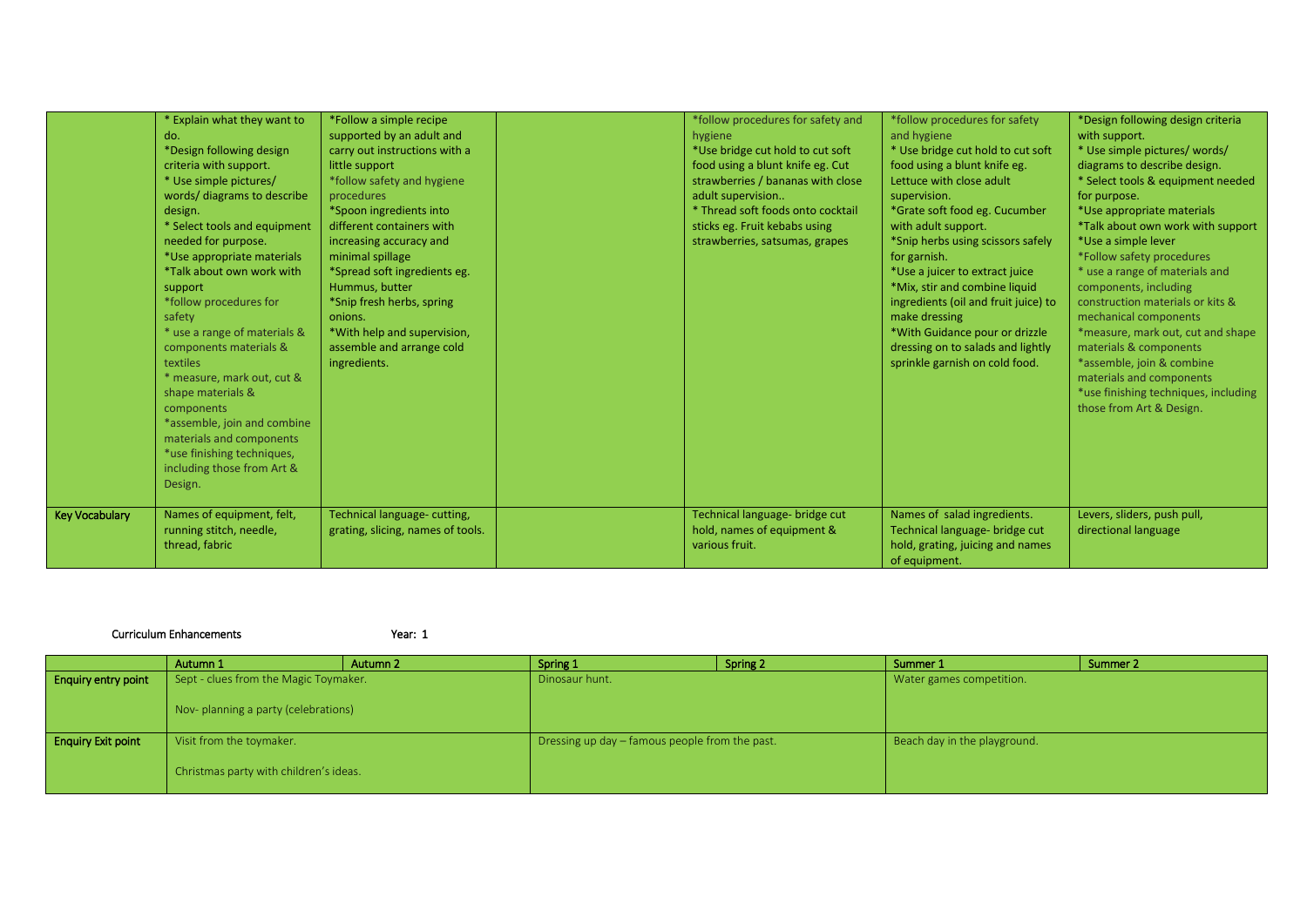|  |  |  |  |  |  |  |
|---|---|---|---|---|---|---|
|  | * Explain what they want to do.<br>*Design following design criteria with support.<br>* Use simple pictures/ words/ diagrams to describe design.<br>* Select tools and equipment needed for purpose.<br>*Use appropriate materials<br>*Talk about own work with support<br>*follow procedures for safety<br>* use a range of materials & components materials & textiles<br>* measure, mark out, cut & shape materials & components<br>*assemble, join and combine materials and components<br>*use finishing techniques, including those from Art & Design. | *Follow a simple recipe supported by an adult and carry out instructions with a little support<br>*follow safety and hygiene procedures<br>*Spoon ingredients into different containers with increasing accuracy and minimal spillage<br>*Spread soft ingredients eg. Hummus, butter<br>*Snip fresh herbs, spring onions.<br>*With help and supervision, assemble and arrange cold ingredients. |  | *follow procedures for safety and hygiene<br>*Use bridge cut hold to cut soft food using a blunt knife eg. Cut strawberries / bananas with close adult supervision..<br>* Thread soft foods onto cocktail sticks eg. Fruit kebabs using strawberries, satsumas, grapes | *follow procedures for safety and hygiene<br>* Use bridge cut hold to cut soft food using a blunt knife eg. Lettuce with close adult supervision.<br>*Grate soft food eg. Cucumber with adult support.<br>*Snip herbs using scissors safely for garnish.<br>*Use a juicer to extract juice<br>*Mix, stir and combine liquid ingredients (oil and fruit juice) to make dressing<br>*With Guidance pour or drizzle dressing on to salads and lightly sprinkle garnish on cold food. | *Design following design criteria with support.<br>* Use simple pictures/ words/ diagrams to describe design.<br>* Select tools & equipment needed for purpose.<br>*Use appropriate materials<br>*Talk about own work with support<br>*Use a simple lever<br>*Follow safety procedures<br>* use a range of materials and components, including construction materials or kits & mechanical components<br>*measure, mark out, cut and shape materials & components<br>*assemble, join & combine materials and components<br>*use finishing techniques, including those from Art & Design. |
| Key Vocabulary | Names of equipment, felt, running stitch, needle, thread, fabric | Technical language- cutting, grating, slicing, names of tools. |  | Technical language- bridge cut hold, names of equipment & various fruit. | Names of salad ingredients. Technical language- bridge cut hold, grating, juicing and names of equipment. | Levers, sliders, push pull, directional language |

Curriculum Enhancements Year: 1

|  | Autumn 1 | Autumn 2 | Spring 1 | Spring 2 | Summer 1 | Summer 2 |
|---|---|---|---|---|---|---|
| Enquiry entry point | Sept - clues from the Magic Toymaker.<br><br>Nov- planning a party (celebrations) |  | Dinosaur hunt. |  | Water games competition. |  |
| Enquiry Exit point | Visit from the toymaker.<br><br>Christmas party with children's ideas. |  | Dressing up day – famous people from the past. |  | Beach day in the playground. |  |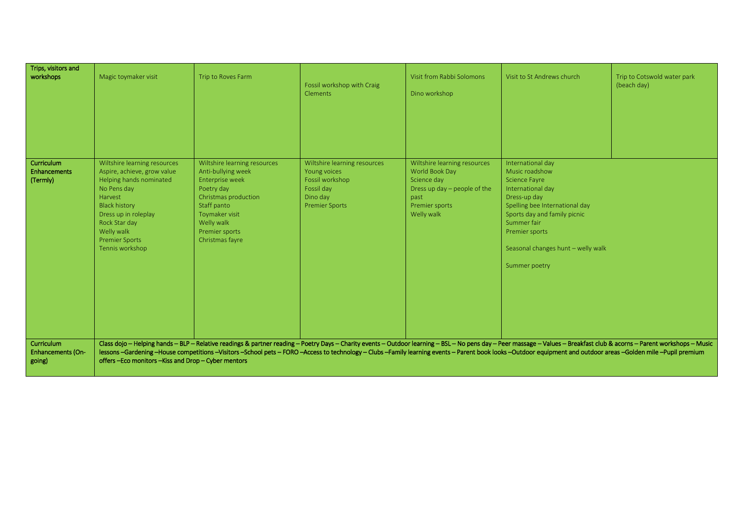| Trips, visitors and workshops | Magic toymaker visit | Trip to Roves Farm | Fossil workshop with Craig Clements | Visit from Rabbi Solomons<br><br>Dino workshop | Visit to St Andrews church | Trip to Cotswold water park (beach day) |
|---|---|---|---|---|---|---|
| Curriculum Enhancements (Termly) | Wiltshire learning resources<br>Aspire, achieve, grow value<br>Helping hands nominated<br>No Pens day<br>Harvest<br>Black history<br>Dress up in roleplay<br>Rock Star day<br>Welly walk<br>Premier Sports<br>Tennis workshop | Wiltshire learning resources<br>Anti-bullying week<br>Enterprise week<br>Poetry day<br>Christmas production<br>Staff panto<br>Toymaker visit<br>Welly walk<br>Premier sports<br>Christmas fayre | Wiltshire learning resources<br>Young voices<br>Fossil workshop<br>Fossil day<br>Dino day<br>Premier Sports | Wiltshire learning resources<br>World Book Day<br>Science day<br>Dress up day – people of the past<br>Premier sports<br>Welly walk | International day<br>Music roadshow<br>Science Fayre<br>International day<br>Dress-up day<br>Spelling bee International day<br>Sports day and family picnic<br>Summer fair<br>Premier sports<br><br>Seasonal changes hunt – welly walk<br><br>Summer poetry | |
| Curriculum Enhancements (On-going) | Class dojo – Helping hands – BLP – Relative readings & partner reading – Poetry Days – Charity events – Outdoor learning – BSL – No pens day – Peer massage – Values – Breakfast club & acorns – Parent workshops – Music lessons –Gardening –House competitions –Visitors –School pets – FORO –Access to technology – Clubs –Family learning events – Parent book looks –Outdoor equipment and outdoor areas –Golden mile –Pupil premium offers –Eco monitors –Kiss and Drop – Cyber mentors | | | | | |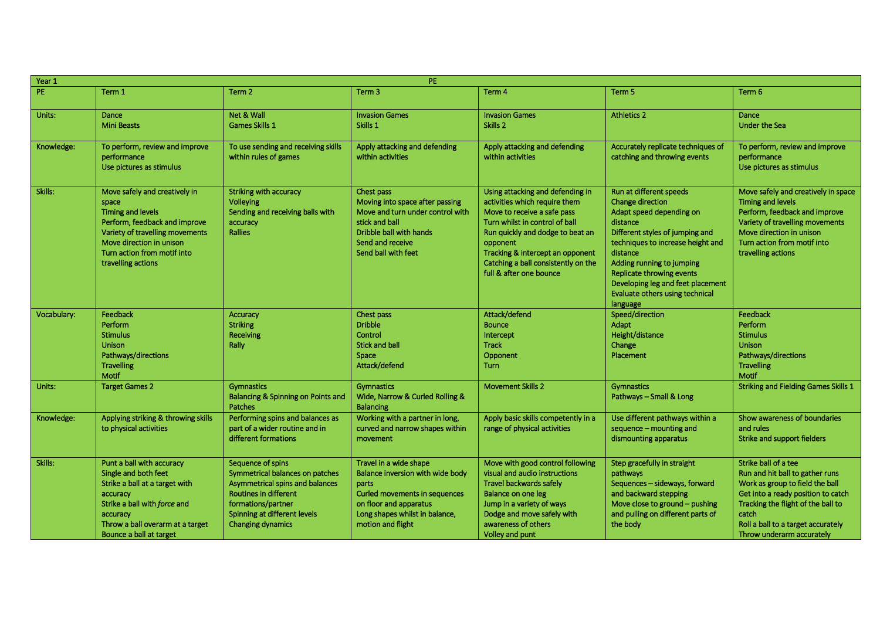| Year 1 | | | PE | | | |
|---|---|---|---|---|---|---|
| PE | Term 1 | Term 2 | Term 3 | Term 4 | Term 5 | Term 6 |
| Units: | Dance<br>Mini Beasts | Net & Wall<br>Games Skills 1 | Invasion Games<br>Skills 1 | Invasion Games<br>Skills 2 | Athletics 2 | Dance<br>Under the Sea |
| Knowledge: | To perform, review and improve performance<br>Use pictures as stimulus | To use sending and receiving skills within rules of games | Apply attacking and defending within activities | Apply attacking and defending within activities | Accurately replicate techniques of catching and throwing events | To perform, review and improve performance<br>Use pictures as stimulus |
| Skills: | Move safely and creatively in space<br>Timing and levels<br>Perform, feedback and improve<br>Variety of travelling movements<br>Move direction in unison<br>Turn action from motif into travelling actions | Striking with accuracy<br>Volleying<br>Sending and receiving balls with accuracy<br>Rallies | Chest pass<br>Moving into space after passing<br>Move and turn under control with stick and ball<br>Dribble ball with hands<br>Send and receive<br>Send ball with feet | Using attacking and defending in activities which require them<br>Move to receive a safe pass<br>Turn whilst in control of ball<br>Run quickly and dodge to beat an opponent<br>Tracking & intercept an opponent<br>Catching a ball consistently on the full & after one bounce | Run at different speeds<br>Change direction<br>Adapt speed depending on distance<br>Different styles of jumping and techniques to increase height and distance<br>Adding running to jumping<br>Replicate throwing events<br>Developing leg and feet placement<br>Evaluate others using technical language | Move safely and creatively in space<br>Timing and levels<br>Perform, feedback and improve<br>Variety of travelling movements<br>Move direction in unison<br>Turn action from motif into travelling actions |
| Vocabulary: | Feedback<br>Perform<br>Stimulus<br>Unison<br>Pathways/directions<br>Travelling<br>Motif | Accuracy<br>Striking<br>Receiving<br>Rally | Chest pass<br>Dribble<br>Control<br>Stick and ball<br>Space<br>Attack/defend | Attack/defend<br>Bounce<br>Intercept<br>Track<br>Opponent<br>Turn | Speed/direction<br>Adapt<br>Height/distance<br>Change<br>Placement | Feedback<br>Perform<br>Stimulus<br>Unison<br>Pathways/directions<br>Travelling<br>Motif |
| Units: | Target Games 2 | Gymnastics<br>Balancing & Spinning on Points and Patches | Gymnastics<br>Wide, Narrow & Curled Rolling & Balancing | Movement Skills 2 | Gymnastics<br>Pathways – Small & Long | Striking and Fielding Games Skills 1 |
| Knowledge: | Applying striking & throwing skills to physical activities | Performing spins and balances as part of a wider routine and in different formations | Working with a partner in long, curved and narrow shapes within movement | Apply basic skills competently in a range of physical activities | Use different pathways within a sequence – mounting and dismounting apparatus | Show awareness of boundaries and rules<br>Strike and support fielders |
| Skills: | Punt a ball with accuracy<br>Single and both feet<br>Strike a ball at a target with accuracy<br>Strike a ball with *force* and accuracy<br>Throw a ball overarm at a target<br>Bounce a ball at target | Sequence of spins<br>Symmetrical balances on patches<br>Asymmetrical spins and balances<br>Routines in different formations/partner<br>Spinning at different levels<br>Changing dynamics | Travel in a wide shape<br>Balance inversion with wide body parts<br>Curled movements in sequences on floor and apparatus<br>Long shapes whilst in balance, motion and flight | Move with good control following visual and audio instructions<br>Travel backwards safely<br>Balance on one leg<br>Jump in a variety of ways<br>Dodge and move safely with awareness of others<br>Volley and punt | Step gracefully in straight pathways<br>Sequences – sideways, forward and backward stepping<br>Move close to ground – pushing and pulling on different parts of the body | Strike ball of a tee<br>Run and hit ball to gather runs<br>Work as group to field the ball<br>Get into a ready position to catch<br>Tracking the flight of the ball to catch<br>Roll a ball to a target accurately<br>Throw underarm accurately |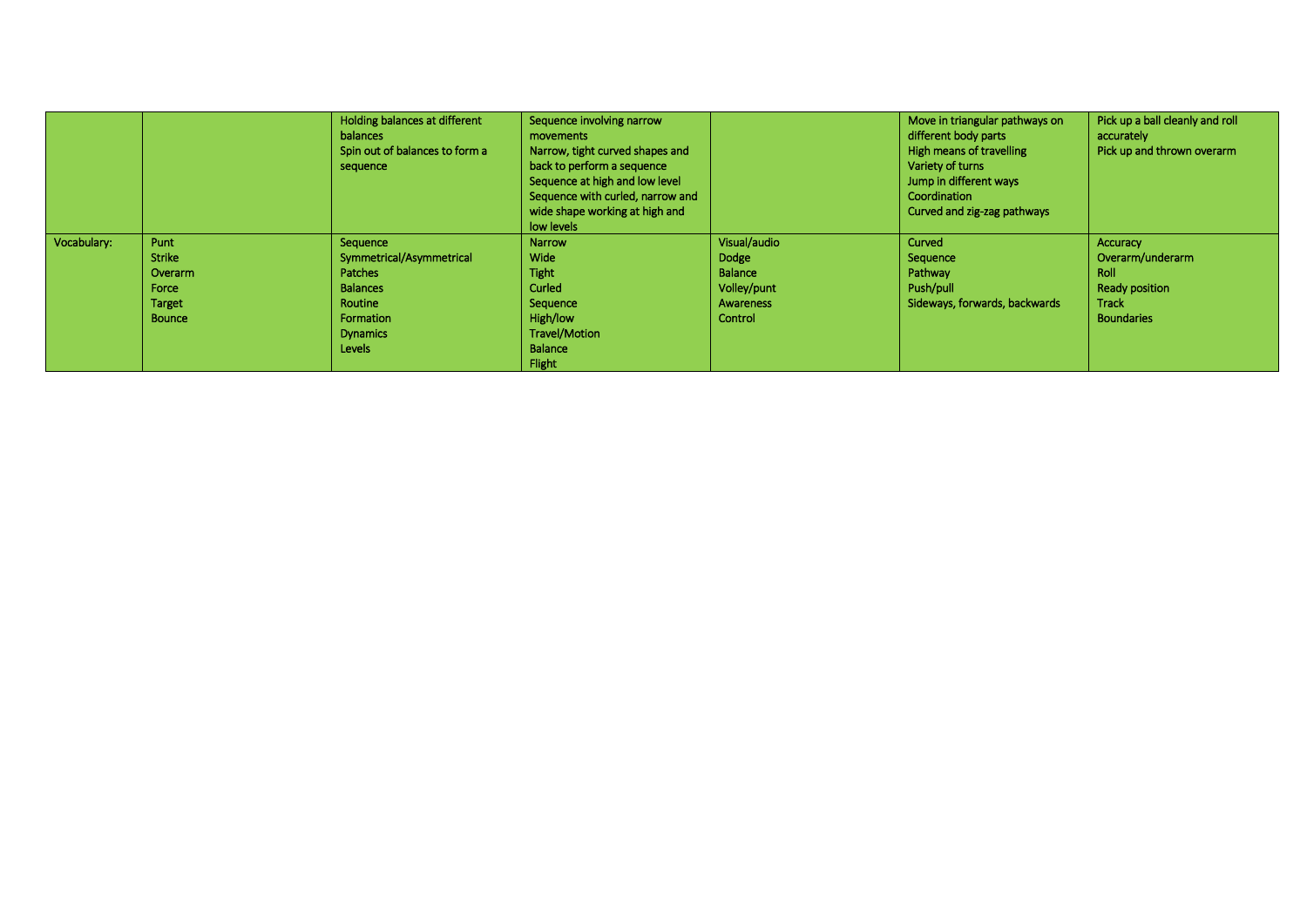| | | | | | | |
|---|---|---|---|---|---|---|
| | | Holding balances at different balances<br>Spin out of balances to form a sequence | Sequence involving narrow movements<br>Narrow, tight curved shapes and back to perform a sequence<br>Sequence at high and low level<br>Sequence with curled, narrow and wide shape working at high and low levels | | Move in triangular pathways on different body parts<br>High means of travelling<br>Variety of turns<br>Jump in different ways<br>Coordination<br>Curved and zig-zag pathways | Pick up a ball cleanly and roll accurately<br>Pick up and thrown overarm |
| Vocabulary: | Punt<br>Strike<br>Overarm<br>Force<br>Target<br>Bounce | Sequence<br>Symmetrical/Asymmetrical<br>Patches<br>Balances<br>Routine<br>Formation<br>Dynamics<br>Levels | Narrow<br>Wide<br>Tight<br>Curled<br>Sequence<br>High/low<br>Travel/Motion<br>Balance<br>Flight | Visual/audio<br>Dodge<br>Balance<br>Volley/punt<br>Awareness<br>Control | Curved<br>Sequence<br>Pathway<br>Push/pull<br>Sideways, forwards, backwards | Accuracy<br>Overarm/underarm<br>Roll<br>Ready position<br>Track<br>Boundaries |